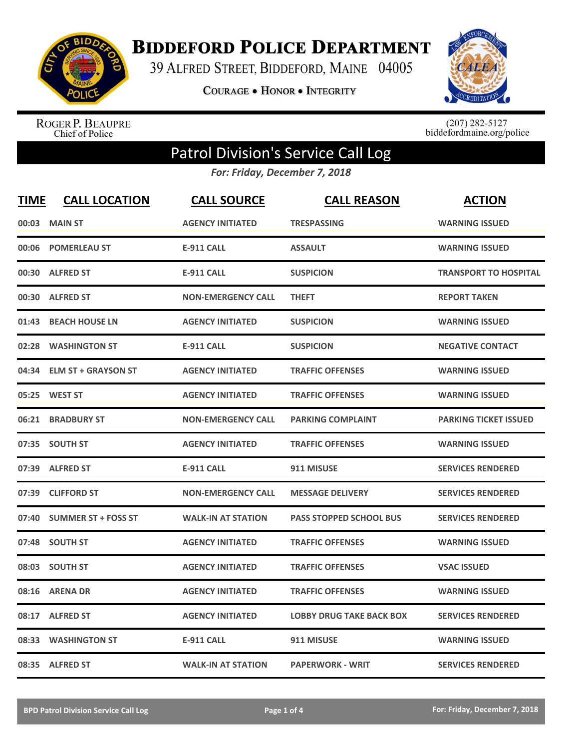# Biddeford Police Department

39 Alfred Street, Biddeford, Maine 04005

**Courage • Honor • Integrity**

Roger P. Beaupre
Chief of Police

(207) 282-5127
biddefordmaine.org/police

## Patrol Division's Service Call Log

*For: Friday, December 7, 2018*

| TIME | CALL LOCATION | CALL SOURCE | CALL REASON | ACTION |
|---|---|---|---|---|
| 00:03 | MAIN ST | AGENCY INITIATED | TRESPASSING | WARNING ISSUED |
| 00:06 | POMERLEAU ST | E-911 CALL | ASSAULT | WARNING ISSUED |
| 00:30 | ALFRED ST | E-911 CALL | SUSPICION | TRANSPORT TO HOSPITAL |
| 00:30 | ALFRED ST | NON-EMERGENCY CALL | THEFT | REPORT TAKEN |
| 01:43 | BEACH HOUSE LN | AGENCY INITIATED | SUSPICION | WARNING ISSUED |
| 02:28 | WASHINGTON ST | E-911 CALL | SUSPICION | NEGATIVE CONTACT |
| 04:34 | ELM ST + GRAYSON ST | AGENCY INITIATED | TRAFFIC OFFENSES | WARNING ISSUED |
| 05:25 | WEST ST | AGENCY INITIATED | TRAFFIC OFFENSES | WARNING ISSUED |
| 06:21 | BRADBURY ST | NON-EMERGENCY CALL | PARKING COMPLAINT | PARKING TICKET ISSUED |
| 07:35 | SOUTH ST | AGENCY INITIATED | TRAFFIC OFFENSES | WARNING ISSUED |
| 07:39 | ALFRED ST | E-911 CALL | 911 MISUSE | SERVICES RENDERED |
| 07:39 | CLIFFORD ST | NON-EMERGENCY CALL | MESSAGE DELIVERY | SERVICES RENDERED |
| 07:40 | SUMMER ST + FOSS ST | WALK-IN AT STATION | PASS STOPPED SCHOOL BUS | SERVICES RENDERED |
| 07:48 | SOUTH ST | AGENCY INITIATED | TRAFFIC OFFENSES | WARNING ISSUED |
| 08:03 | SOUTH ST | AGENCY INITIATED | TRAFFIC OFFENSES | VSAC ISSUED |
| 08:16 | ARENA DR | AGENCY INITIATED | TRAFFIC OFFENSES | WARNING ISSUED |
| 08:17 | ALFRED ST | AGENCY INITIATED | LOBBY DRUG TAKE BACK BOX | SERVICES RENDERED |
| 08:33 | WASHINGTON ST | E-911 CALL | 911 MISUSE | WARNING ISSUED |
| 08:35 | ALFRED ST | WALK-IN AT STATION | PAPERWORK - WRIT | SERVICES RENDERED |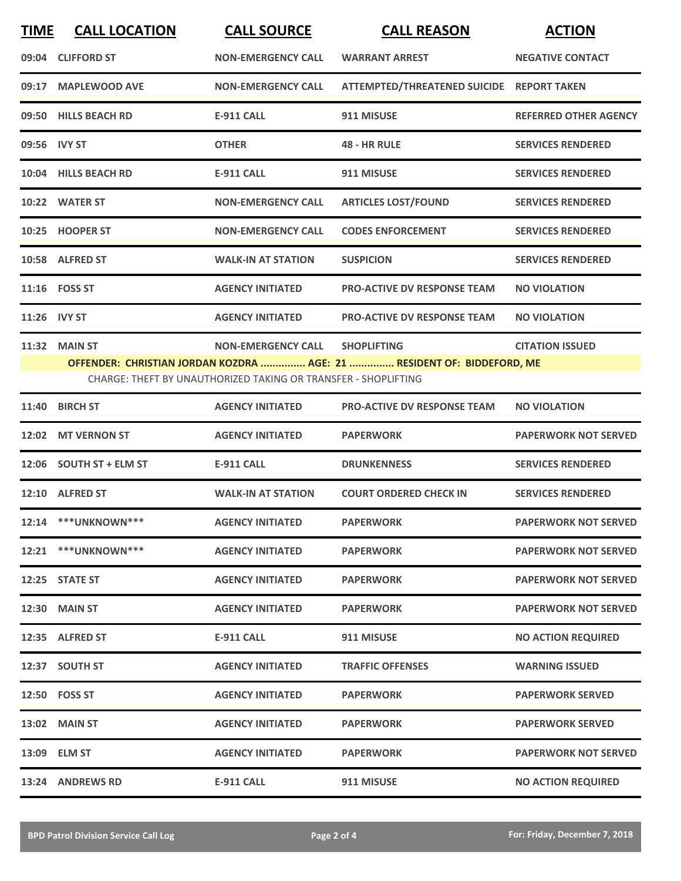| TIME | CALL LOCATION | CALL SOURCE | CALL REASON | ACTION |
|---|---|---|---|---|
| 09:04 | CLIFFORD ST | NON-EMERGENCY CALL | WARRANT ARREST | NEGATIVE CONTACT |
| 09:17 | MAPLEWOOD AVE | NON-EMERGENCY CALL | ATTEMPTED/THREATENED SUICIDE | REPORT TAKEN |
| 09:50 | HILLS BEACH RD | E-911 CALL | 911 MISUSE | REFERRED OTHER AGENCY |
| 09:56 | IVY ST | OTHER | 48 - HR RULE | SERVICES RENDERED |
| 10:04 | HILLS BEACH RD | E-911 CALL | 911 MISUSE | SERVICES RENDERED |
| 10:22 | WATER ST | NON-EMERGENCY CALL | ARTICLES LOST/FOUND | SERVICES RENDERED |
| 10:25 | HOOPER ST | NON-EMERGENCY CALL | CODES ENFORCEMENT | SERVICES RENDERED |
| 10:58 | ALFRED ST | WALK-IN AT STATION | SUSPICION | SERVICES RENDERED |
| 11:16 | FOSS ST | AGENCY INITIATED | PRO-ACTIVE DV RESPONSE TEAM | NO VIOLATION |
| 11:26 | IVY ST | AGENCY INITIATED | PRO-ACTIVE DV RESPONSE TEAM | NO VIOLATION |
| 11:32 | MAIN ST | NON-EMERGENCY CALL | SHOPLIFTING | CITATION ISSUED |

**OFFENDER: CHRISTIAN JORDAN KOZDRA ............... AGE: 21 ............... RESIDENT OF: BIDDEFORD, ME**

CHARGE: THEFT BY UNAUTHORIZED TAKING OR TRANSFER - SHOPLIFTING

| TIME | CALL LOCATION | CALL SOURCE | CALL REASON | ACTION |
|---|---|---|---|---|
| 11:40 | BIRCH ST | AGENCY INITIATED | PRO-ACTIVE DV RESPONSE TEAM | NO VIOLATION |
| 12:02 | MT VERNON ST | AGENCY INITIATED | PAPERWORK | PAPERWORK NOT SERVED |
| 12:06 | SOUTH ST + ELM ST | E-911 CALL | DRUNKENNESS | SERVICES RENDERED |
| 12:10 | ALFRED ST | WALK-IN AT STATION | COURT ORDERED CHECK IN | SERVICES RENDERED |
| 12:14 | ***UNKNOWN*** | AGENCY INITIATED | PAPERWORK | PAPERWORK NOT SERVED |
| 12:21 | ***UNKNOWN*** | AGENCY INITIATED | PAPERWORK | PAPERWORK NOT SERVED |
| 12:25 | STATE ST | AGENCY INITIATED | PAPERWORK | PAPERWORK NOT SERVED |
| 12:30 | MAIN ST | AGENCY INITIATED | PAPERWORK | PAPERWORK NOT SERVED |
| 12:35 | ALFRED ST | E-911 CALL | 911 MISUSE | NO ACTION REQUIRED |
| 12:37 | SOUTH ST | AGENCY INITIATED | TRAFFIC OFFENSES | WARNING ISSUED |
| 12:50 | FOSS ST | AGENCY INITIATED | PAPERWORK | PAPERWORK SERVED |
| 13:02 | MAIN ST | AGENCY INITIATED | PAPERWORK | PAPERWORK SERVED |
| 13:09 | ELM ST | AGENCY INITIATED | PAPERWORK | PAPERWORK NOT SERVED |
| 13:24 | ANDREWS RD | E-911 CALL | 911 MISUSE | NO ACTION REQUIRED |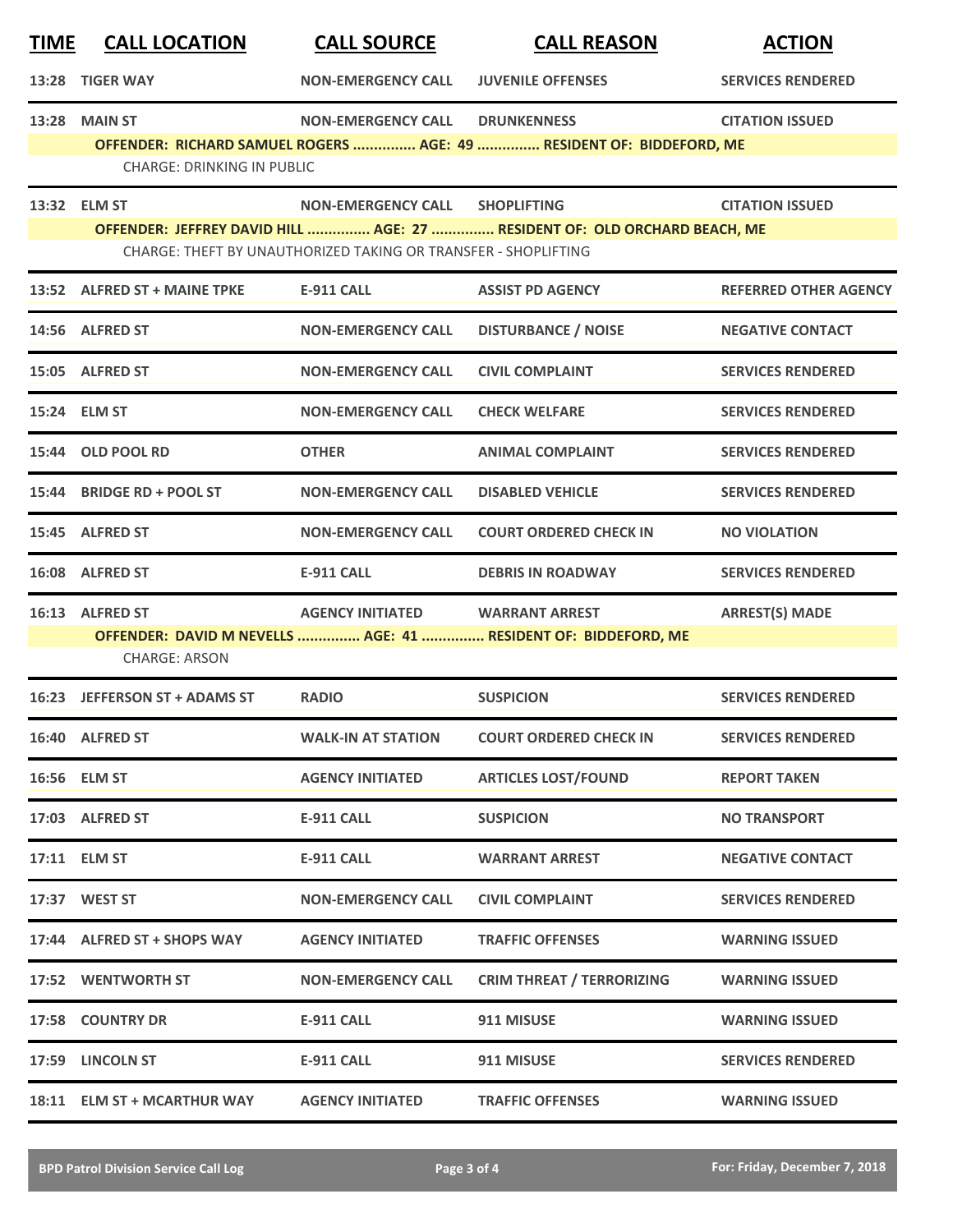| TIME | CALL LOCATION | CALL SOURCE | CALL REASON | ACTION |
|---|---|---|---|---|
| 13:28 | TIGER WAY | NON-EMERGENCY CALL | JUVENILE OFFENSES | SERVICES RENDERED |
| 13:28 | MAIN ST | NON-EMERGENCY CALL | DRUNKENNESS | CITATION ISSUED |
| | **OFFENDER: RICHARD SAMUEL ROGERS ............... AGE: 49 ............... RESIDENT OF: BIDDEFORD, ME** | | | |
| | CHARGE: DRINKING IN PUBLIC | | | |
| 13:32 | ELM ST | NON-EMERGENCY CALL | SHOPLIFTING | CITATION ISSUED |
| | **OFFENDER: JEFFREY DAVID HILL ............... AGE: 27 ............... RESIDENT OF: OLD ORCHARD BEACH, ME** | | | |
| | CHARGE: THEFT BY UNAUTHORIZED TAKING OR TRANSFER - SHOPLIFTING | | | |
| 13:52 | ALFRED ST + MAINE TPKE | E-911 CALL | ASSIST PD AGENCY | REFERRED OTHER AGENCY |
| 14:56 | ALFRED ST | NON-EMERGENCY CALL | DISTURBANCE / NOISE | NEGATIVE CONTACT |
| 15:05 | ALFRED ST | NON-EMERGENCY CALL | CIVIL COMPLAINT | SERVICES RENDERED |
| 15:24 | ELM ST | NON-EMERGENCY CALL | CHECK WELFARE | SERVICES RENDERED |
| 15:44 | OLD POOL RD | OTHER | ANIMAL COMPLAINT | SERVICES RENDERED |
| 15:44 | BRIDGE RD + POOL ST | NON-EMERGENCY CALL | DISABLED VEHICLE | SERVICES RENDERED |
| 15:45 | ALFRED ST | NON-EMERGENCY CALL | COURT ORDERED CHECK IN | NO VIOLATION |
| 16:08 | ALFRED ST | E-911 CALL | DEBRIS IN ROADWAY | SERVICES RENDERED |
| 16:13 | ALFRED ST | AGENCY INITIATED | WARRANT ARREST | ARREST(S) MADE |
| | **OFFENDER: DAVID M NEVELLS ............... AGE: 41 ............... RESIDENT OF: BIDDEFORD, ME** | | | |
| | CHARGE: ARSON | | | |
| 16:23 | JEFFERSON ST + ADAMS ST | RADIO | SUSPICION | SERVICES RENDERED |
| 16:40 | ALFRED ST | WALK-IN AT STATION | COURT ORDERED CHECK IN | SERVICES RENDERED |
| 16:56 | ELM ST | AGENCY INITIATED | ARTICLES LOST/FOUND | REPORT TAKEN |
| 17:03 | ALFRED ST | E-911 CALL | SUSPICION | NO TRANSPORT |
| 17:11 | ELM ST | E-911 CALL | WARRANT ARREST | NEGATIVE CONTACT |
| 17:37 | WEST ST | NON-EMERGENCY CALL | CIVIL COMPLAINT | SERVICES RENDERED |
| 17:44 | ALFRED ST + SHOPS WAY | AGENCY INITIATED | TRAFFIC OFFENSES | WARNING ISSUED |
| 17:52 | WENTWORTH ST | NON-EMERGENCY CALL | CRIM THREAT / TERRORIZING | WARNING ISSUED |
| 17:58 | COUNTRY DR | E-911 CALL | 911 MISUSE | WARNING ISSUED |
| 17:59 | LINCOLN ST | E-911 CALL | 911 MISUSE | SERVICES RENDERED |
| 18:11 | ELM ST + MCARTHUR WAY | AGENCY INITIATED | TRAFFIC OFFENSES | WARNING ISSUED |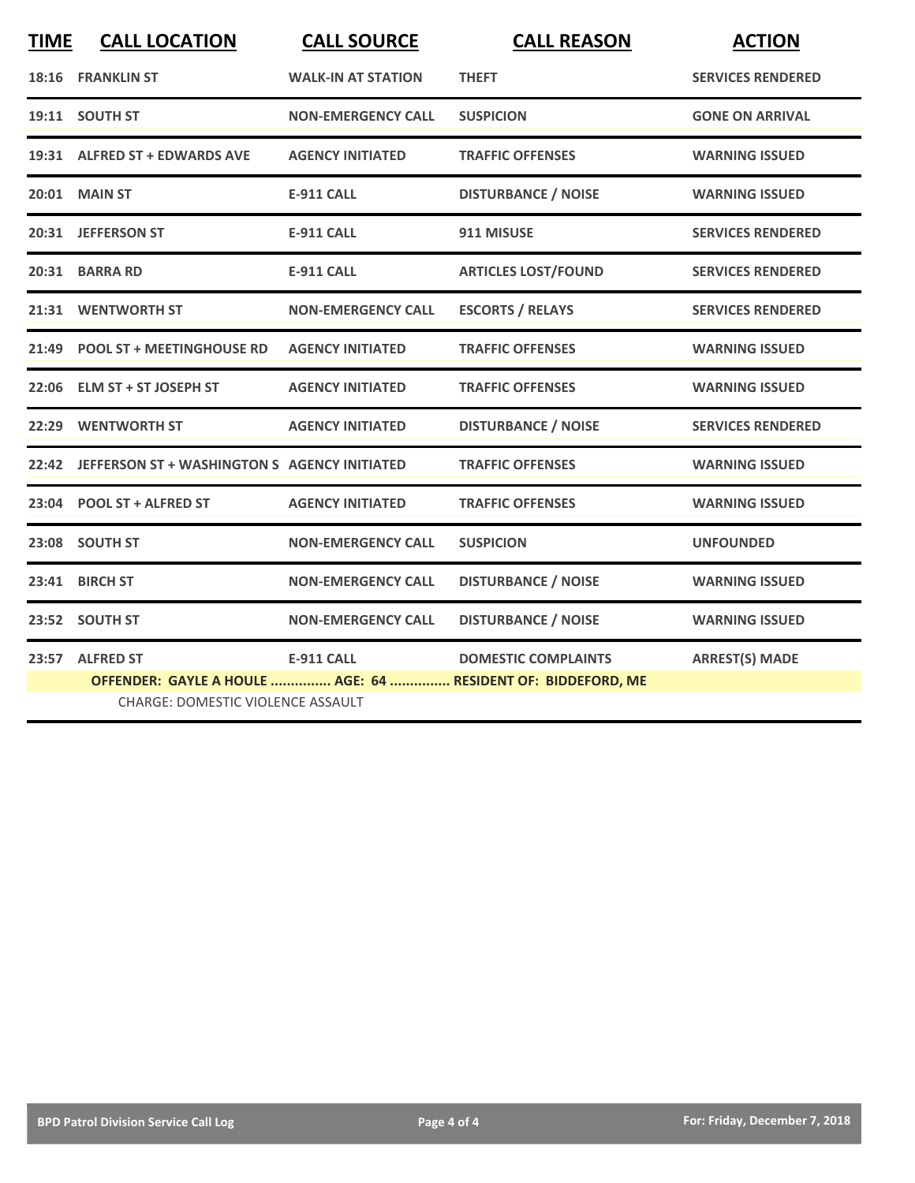| TIME | CALL LOCATION | CALL SOURCE | CALL REASON | ACTION |
|---|---|---|---|---|
| 18:16 | FRANKLIN ST | WALK-IN AT STATION | THEFT | SERVICES RENDERED |
| 19:11 | SOUTH ST | NON-EMERGENCY CALL | SUSPICION | GONE ON ARRIVAL |
| 19:31 | ALFRED ST + EDWARDS AVE | AGENCY INITIATED | TRAFFIC OFFENSES | WARNING ISSUED |
| 20:01 | MAIN ST | E-911 CALL | DISTURBANCE / NOISE | WARNING ISSUED |
| 20:31 | JEFFERSON ST | E-911 CALL | 911 MISUSE | SERVICES RENDERED |
| 20:31 | BARRA RD | E-911 CALL | ARTICLES LOST/FOUND | SERVICES RENDERED |
| 21:31 | WENTWORTH ST | NON-EMERGENCY CALL | ESCORTS / RELAYS | SERVICES RENDERED |
| 21:49 | POOL ST + MEETINGHOUSE RD | AGENCY INITIATED | TRAFFIC OFFENSES | WARNING ISSUED |
| 22:06 | ELM ST + ST JOSEPH ST | AGENCY INITIATED | TRAFFIC OFFENSES | WARNING ISSUED |
| 22:29 | WENTWORTH ST | AGENCY INITIATED | DISTURBANCE / NOISE | SERVICES RENDERED |
| 22:42 | JEFFERSON ST + WASHINGTON S | AGENCY INITIATED | TRAFFIC OFFENSES | WARNING ISSUED |
| 23:04 | POOL ST + ALFRED ST | AGENCY INITIATED | TRAFFIC OFFENSES | WARNING ISSUED |
| 23:08 | SOUTH ST | NON-EMERGENCY CALL | SUSPICION | UNFOUNDED |
| 23:41 | BIRCH ST | NON-EMERGENCY CALL | DISTURBANCE / NOISE | WARNING ISSUED |
| 23:52 | SOUTH ST | NON-EMERGENCY CALL | DISTURBANCE / NOISE | WARNING ISSUED |
| 23:57 | ALFRED ST | E-911 CALL | DOMESTIC COMPLAINTS | ARREST(S) MADE |

**OFFENDER: GAYLE A HOULE ............... AGE: 64 ............... RESIDENT OF: BIDDEFORD, ME**

CHARGE: DOMESTIC VIOLENCE ASSAULT

**BPD Patrol Division Service Call Log** | **For: Friday, December 7, 2018**